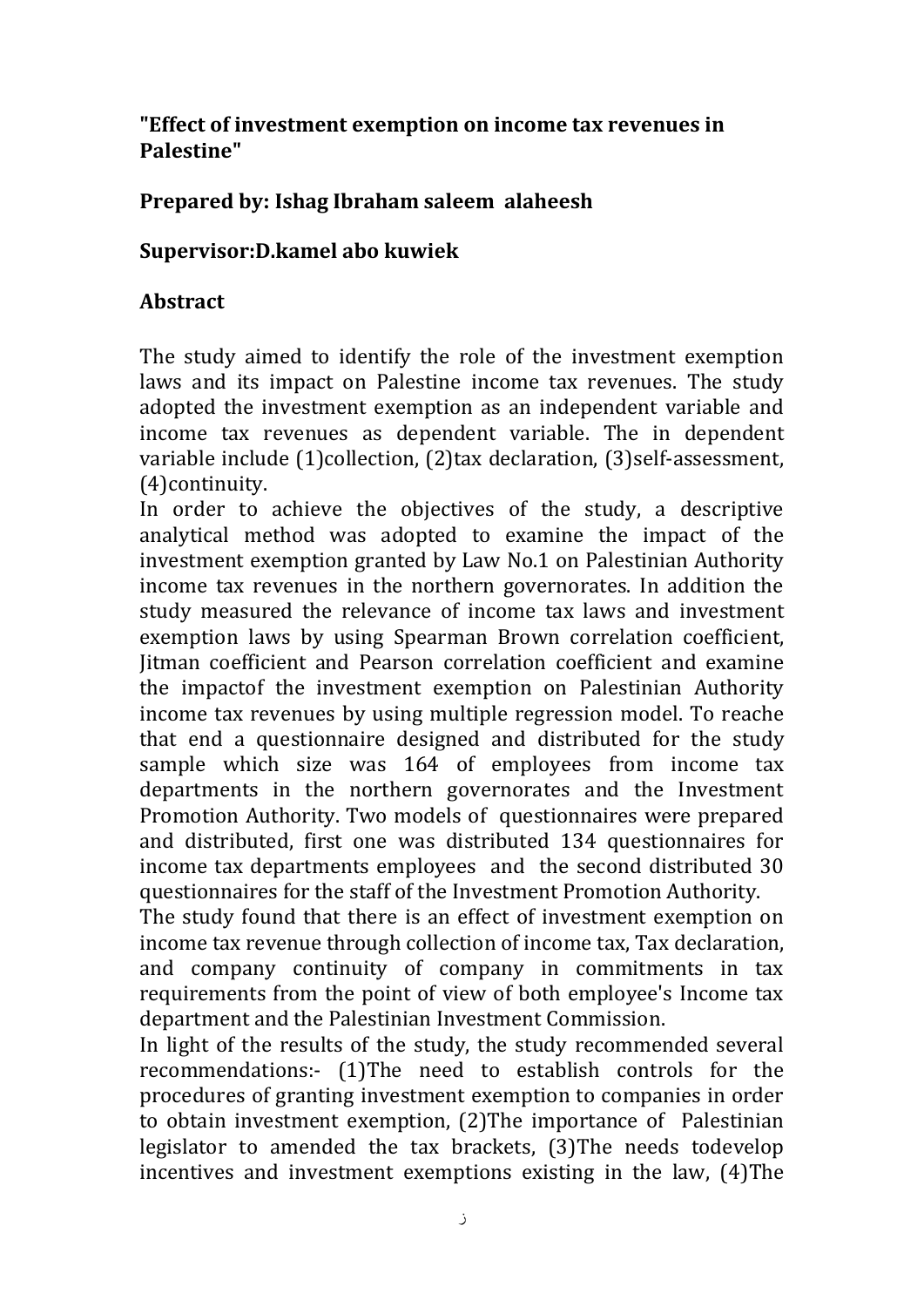**"Effect of investment exemption on income tax revenues in Palestine"**

**Prepared by: Ishag Ibraham saleem alaheesh**

**Supervisor:D.kamel abo kuwiek**

**Abstract**

The study aimed to identify the role of the investment exemption laws and its impact on Palestine income tax revenues. The study adopted the investment exemption as an independent variable and income tax revenues as dependent variable. The in dependent variable include (1)collection, (2)tax declaration, (3)self-assessment, (4)continuity.

In order to achieve the objectives of the study, a descriptive analytical method was adopted to examine the impact of the investment exemption granted by Law No.1 on Palestinian Authority income tax revenues in the northern governorates. In addition the study measured the relevance of income tax laws and investment exemption laws by using Spearman Brown correlation coefficient, Jitman coefficient and Pearson correlation coefficient and examine the impactof the investment exemption on Palestinian Authority income tax revenues by using multiple regression model. To reache that end a questionnaire designed and distributed for the study sample which size was 164 of employees from income tax departments in the northern governorates and the Investment Promotion Authority. Two models of questionnaires were prepared and distributed, first one was distributed 134 questionnaires for income tax departments employees and the second distributed 30 questionnaires for the staff of the Investment Promotion Authority.

The study found that there is an effect of investment exemption on income tax revenue through collection of income tax, Tax declaration, and company continuity of company in commitments in tax requirements from the point of view of both employee's Income tax department and the Palestinian Investment Commission.

In light of the results of the study, the study recommended several recommendations:- (1)The need to establish controls for the procedures of granting investment exemption to companies in order to obtain investment exemption, (2)The importance of Palestinian legislator to amended the tax brackets, (3)The needs todevelop incentives and investment exemptions existing in the law, (4)The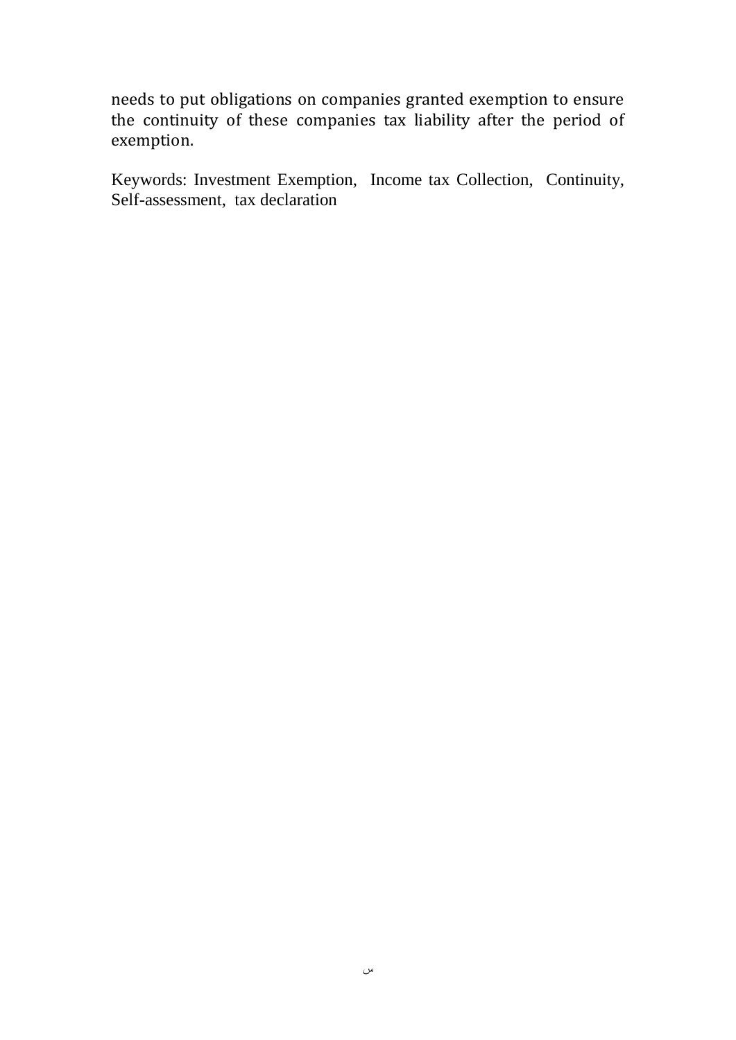needs to put obligations on companies granted exemption to ensure the continuity of these companies tax liability after the period of exemption.

Keywords: Investment Exemption, Income tax Collection, Continuity, Self-assessment, tax declaration